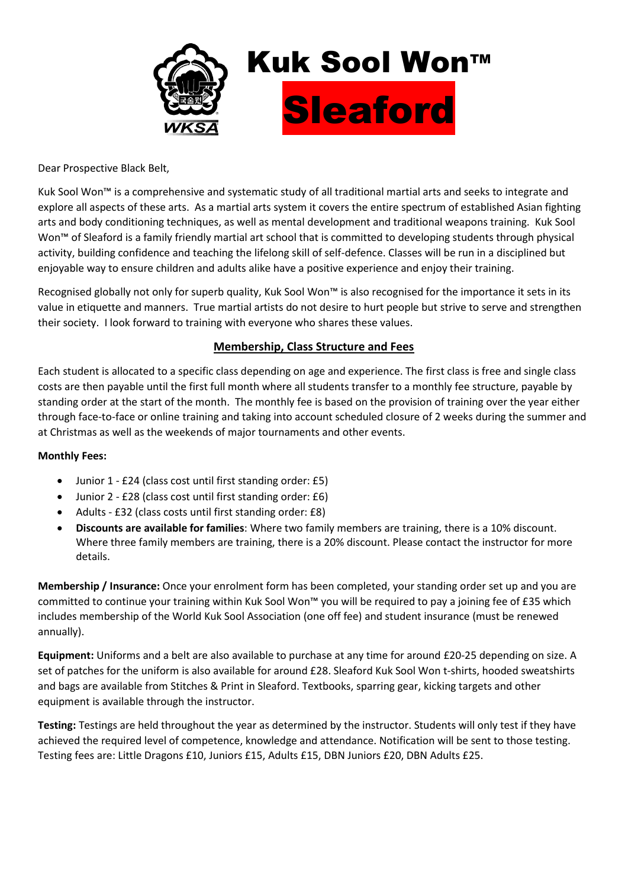# Kuk Sool Won™ Sleaford

Dear Prospective Black Belt,

Kuk Sool Won™ is a comprehensive and systematic study of all traditional martial arts and seeks to integrate and explore all aspects of these arts. As a martial arts system it covers the entire spectrum of established Asian fighting arts and body conditioning techniques, as well as mental development and traditional weapons training. Kuk Sool Won™ of Sleaford is a family friendly martial art school that is committed to developing students through physical activity, building confidence and teaching the lifelong skill of self-defence. Classes will be run in a disciplined but enjoyable way to ensure children and adults alike have a positive experience and enjoy their training.

Recognised globally not only for superb quality, Kuk Sool Won™ is also recognised for the importance it sets in its value in etiquette and manners. True martial artists do not desire to hurt people but strive to serve and strengthen their society. I look forward to training with everyone who shares these values.

## Membership, Class Structure and Fees

Each student is allocated to a specific class depending on age and experience. The first class is free and single class costs are then payable until the first full month where all students transfer to a monthly fee structure, payable by standing order at the start of the month. The monthly fee is based on the provision of training over the year either through face-to-face or online training and taking into account scheduled closure of 2 weeks during the summer and at Christmas as well as the weekends of major tournaments and other events.

**Monthly Fees:**

- Junior 1 - £24 (class cost until first standing order: £5)
- Junior 2 - £28 (class cost until first standing order: £6)
- Adults - £32 (class costs until first standing order: £8)
- **Discounts are available for families**: Where two family members are training, there is a 10% discount. Where three family members are training, there is a 20% discount. Please contact the instructor for more details.

**Membership / Insurance:** Once your enrolment form has been completed, your standing order set up and you are committed to continue your training within Kuk Sool Won™ you will be required to pay a joining fee of £35 which includes membership of the World Kuk Sool Association (one off fee) and student insurance (must be renewed annually).

**Equipment:** Uniforms and a belt are also available to purchase at any time for around £20-25 depending on size. A set of patches for the uniform is also available for around £28. Sleaford Kuk Sool Won t-shirts, hooded sweatshirts and bags are available from Stitches & Print in Sleaford. Textbooks, sparring gear, kicking targets and other equipment is available through the instructor.

**Testing:** Testings are held throughout the year as determined by the instructor. Students will only test if they have achieved the required level of competence, knowledge and attendance. Notification will be sent to those testing. Testing fees are: Little Dragons £10, Juniors £15, Adults £15, DBN Juniors £20, DBN Adults £25.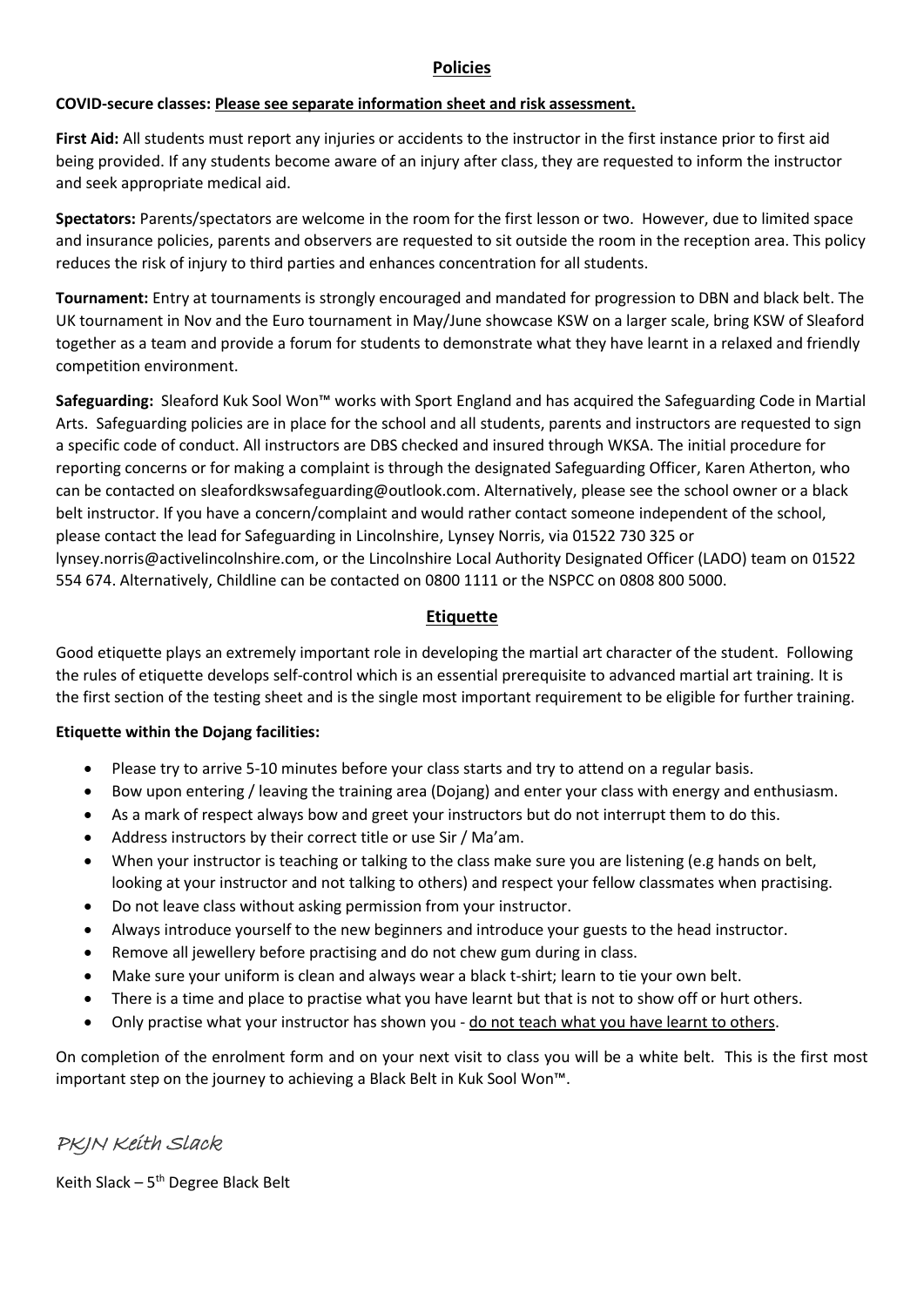## Policies

**COVID-secure classes: Please see separate information sheet and risk assessment.**

**First Aid:** All students must report any injuries or accidents to the instructor in the first instance prior to first aid being provided. If any students become aware of an injury after class, they are requested to inform the instructor and seek appropriate medical aid.

**Spectators:** Parents/spectators are welcome in the room for the first lesson or two. However, due to limited space and insurance policies, parents and observers are requested to sit outside the room in the reception area. This policy reduces the risk of injury to third parties and enhances concentration for all students.

**Tournament:** Entry at tournaments is strongly encouraged and mandated for progression to DBN and black belt. The UK tournament in Nov and the Euro tournament in May/June showcase KSW on a larger scale, bring KSW of Sleaford together as a team and provide a forum for students to demonstrate what they have learnt in a relaxed and friendly competition environment.

**Safeguarding:** Sleaford Kuk Sool Won™ works with Sport England and has acquired the Safeguarding Code in Martial Arts. Safeguarding policies are in place for the school and all students, parents and instructors are requested to sign a specific code of conduct. All instructors are DBS checked and insured through WKSA. The initial procedure for reporting concerns or for making a complaint is through the designated Safeguarding Officer, Karen Atherton, who can be contacted on sleafordkswsafeguarding@outlook.com. Alternatively, please see the school owner or a black belt instructor. If you have a concern/complaint and would rather contact someone independent of the school, please contact the lead for Safeguarding in Lincolnshire, Lynsey Norris, via 01522 730 325 or lynsey.norris@activelincolnshire.com, or the Lincolnshire Local Authority Designated Officer (LADO) team on 01522 554 674. Alternatively, Childline can be contacted on 0800 1111 or the NSPCC on 0808 800 5000.

## Etiquette

Good etiquette plays an extremely important role in developing the martial art character of the student. Following the rules of etiquette develops self-control which is an essential prerequisite to advanced martial art training. It is the first section of the testing sheet and is the single most important requirement to be eligible for further training.

**Etiquette within the Dojang facilities:**

- Please try to arrive 5-10 minutes before your class starts and try to attend on a regular basis.
- Bow upon entering / leaving the training area (Dojang) and enter your class with energy and enthusiasm.
- As a mark of respect always bow and greet your instructors but do not interrupt them to do this.
- Address instructors by their correct title or use Sir / Ma'am.
- When your instructor is teaching or talking to the class make sure you are listening (e.g hands on belt, looking at your instructor and not talking to others) and respect your fellow classmates when practising.
- Do not leave class without asking permission from your instructor.
- Always introduce yourself to the new beginners and introduce your guests to the head instructor.
- Remove all jewellery before practising and do not chew gum during in class.
- Make sure your uniform is clean and always wear a black t-shirt; learn to tie your own belt.
- There is a time and place to practise what you have learnt but that is not to show off or hurt others.
- Only practise what your instructor has shown you - do not teach what you have learnt to others.

On completion of the enrolment form and on your next visit to class you will be a white belt. This is the first most important step on the journey to achieving a Black Belt in Kuk Sool Won™.

*PKJN Keith Slack*

Keith Slack – 5th Degree Black Belt